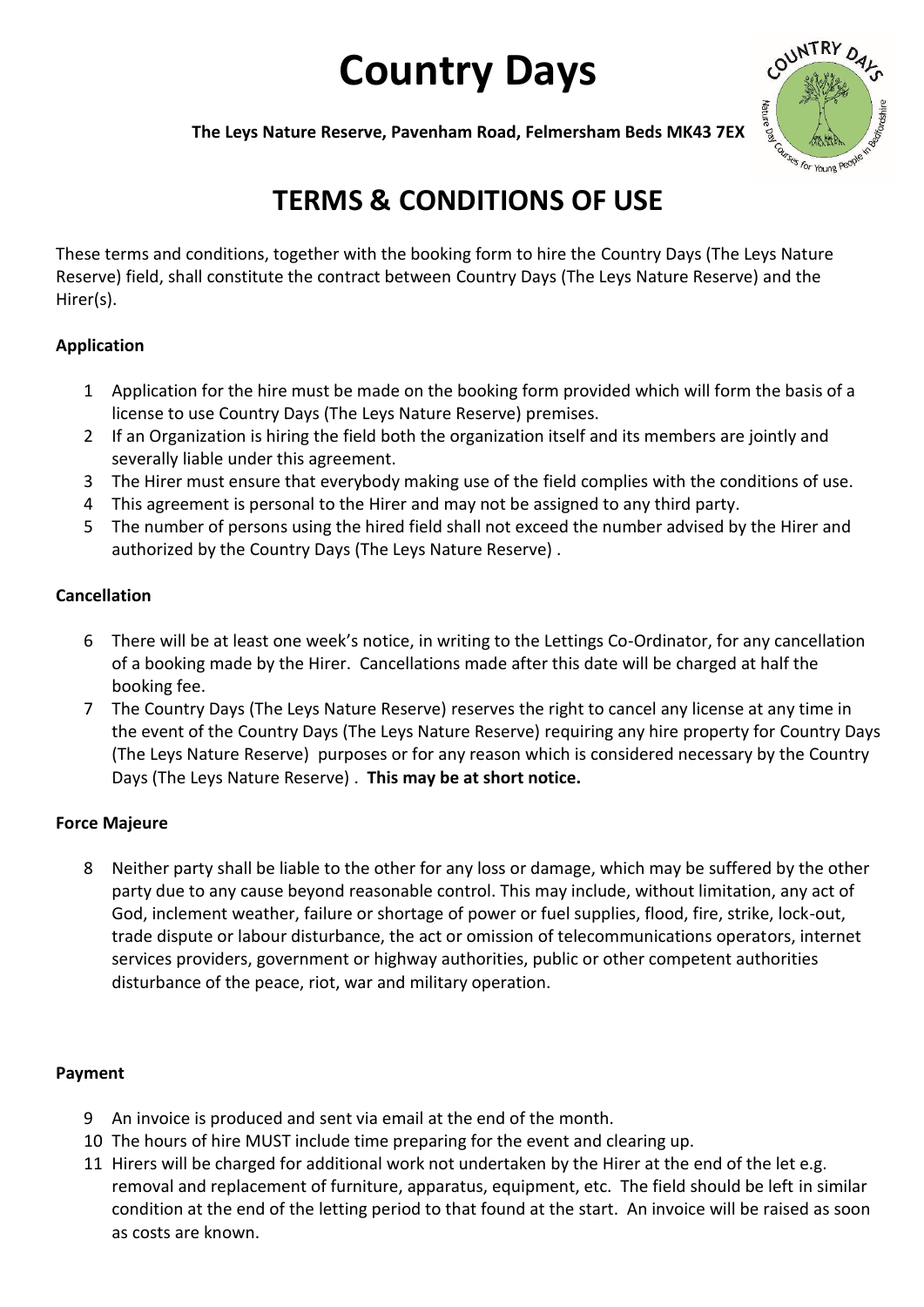# Country Days

**The Leys Nature Reserve, Pavenham Road, Felmersham Beds MK43 7EX**

## TERMS & CONDITIONS OF USE

These terms and conditions, together with the booking form to hire the Country Days (The Leys Nature Reserve) field, shall constitute the contract between Country Days (The Leys Nature Reserve) and the Hirer(s).

**Application**

1. Application for the hire must be made on the booking form provided which will form the basis of a license to use Country Days (The Leys Nature Reserve) premises.
2. If an Organization is hiring the field both the organization itself and its members are jointly and severally liable under this agreement.
3. The Hirer must ensure that everybody making use of the field complies with the conditions of use.
4. This agreement is personal to the Hirer and may not be assigned to any third party.
5. The number of persons using the hired field shall not exceed the number advised by the Hirer and authorized by the Country Days (The Leys Nature Reserve) .

**Cancellation**

6. There will be at least one week's notice, in writing to the Lettings Co-Ordinator, for any cancellation of a booking made by the Hirer. Cancellations made after this date will be charged at half the booking fee.
7. The Country Days (The Leys Nature Reserve) reserves the right to cancel any license at any time in the event of the Country Days (The Leys Nature Reserve) requiring any hire property for Country Days (The Leys Nature Reserve) purposes or for any reason which is considered necessary by the Country Days (The Leys Nature Reserve) . **This may be at short notice.**

**Force Majeure**

8. Neither party shall be liable to the other for any loss or damage, which may be suffered by the other party due to any cause beyond reasonable control. This may include, without limitation, any act of God, inclement weather, failure or shortage of power or fuel supplies, flood, fire, strike, lock-out, trade dispute or labour disturbance, the act or omission of telecommunications operators, internet services providers, government or highway authorities, public or other competent authorities disturbance of the peace, riot, war and military operation.

**Payment**

9. An invoice is produced and sent via email at the end of the month.
10. The hours of hire MUST include time preparing for the event and clearing up.
11. Hirers will be charged for additional work not undertaken by the Hirer at the end of the let e.g. removal and replacement of furniture, apparatus, equipment, etc. The field should be left in similar condition at the end of the letting period to that found at the start. An invoice will be raised as soon as costs are known.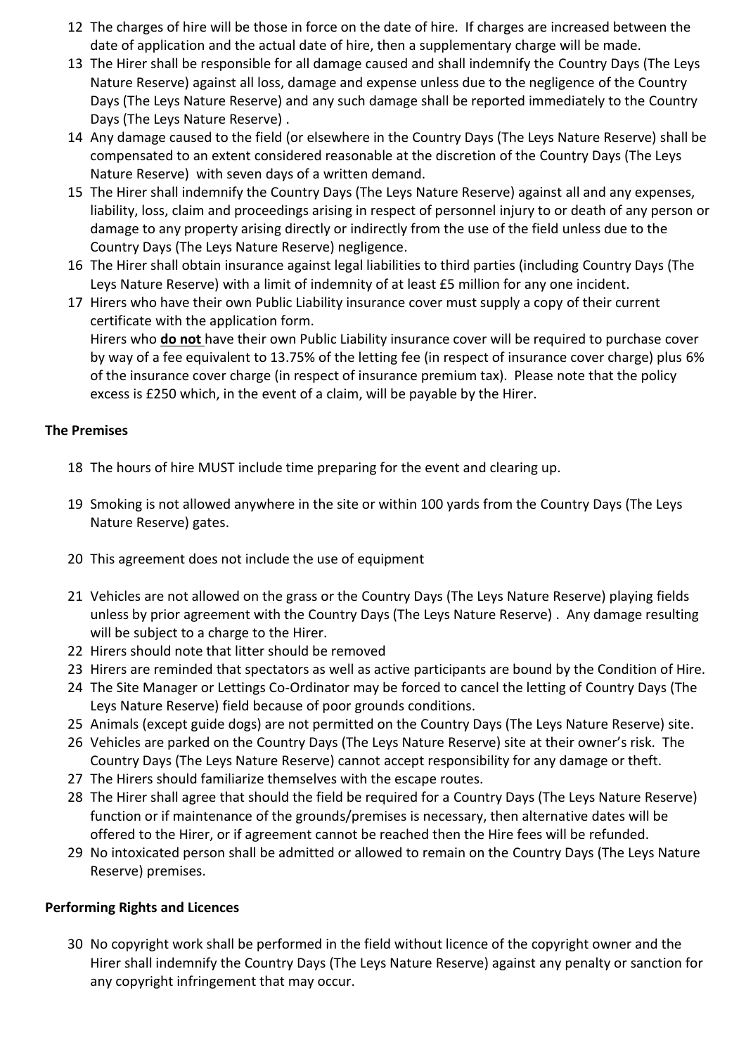12. The charges of hire will be those in force on the date of hire. If charges are increased between the date of application and the actual date of hire, then a supplementary charge will be made.
13. The Hirer shall be responsible for all damage caused and shall indemnify the Country Days (The Leys Nature Reserve) against all loss, damage and expense unless due to the negligence of the Country Days (The Leys Nature Reserve) and any such damage shall be reported immediately to the Country Days (The Leys Nature Reserve) .
14. Any damage caused to the field (or elsewhere in the Country Days (The Leys Nature Reserve) shall be compensated to an extent considered reasonable at the discretion of the Country Days (The Leys Nature Reserve) with seven days of a written demand.
15. The Hirer shall indemnify the Country Days (The Leys Nature Reserve) against all and any expenses, liability, loss, claim and proceedings arising in respect of personnel injury to or death of any person or damage to any property arising directly or indirectly from the use of the field unless due to the Country Days (The Leys Nature Reserve) negligence.
16. The Hirer shall obtain insurance against legal liabilities to third parties (including Country Days (The Leys Nature Reserve) with a limit of indemnity of at least £5 million for any one incident.
17. Hirers who have their own Public Liability insurance cover must supply a copy of their current certificate with the application form.
    Hirers who **do not** have their own Public Liability insurance cover will be required to purchase cover by way of a fee equivalent to 13.75% of the letting fee (in respect of insurance cover charge) plus 6% of the insurance cover charge (in respect of insurance premium tax). Please note that the policy excess is £250 which, in the event of a claim, will be payable by the Hirer.

**The Premises**

18. The hours of hire MUST include time preparing for the event and clearing up.
19. Smoking is not allowed anywhere in the site or within 100 yards from the Country Days (The Leys Nature Reserve) gates.
20. This agreement does not include the use of equipment
21. Vehicles are not allowed on the grass or the Country Days (The Leys Nature Reserve) playing fields unless by prior agreement with the Country Days (The Leys Nature Reserve) . Any damage resulting will be subject to a charge to the Hirer.
22. Hirers should note that litter should be removed
23. Hirers are reminded that spectators as well as active participants are bound by the Condition of Hire.
24. The Site Manager or Lettings Co-Ordinator may be forced to cancel the letting of Country Days (The Leys Nature Reserve) field because of poor grounds conditions.
25. Animals (except guide dogs) are not permitted on the Country Days (The Leys Nature Reserve) site.
26. Vehicles are parked on the Country Days (The Leys Nature Reserve) site at their owner's risk. The Country Days (The Leys Nature Reserve) cannot accept responsibility for any damage or theft.
27. The Hirers should familiarize themselves with the escape routes.
28. The Hirer shall agree that should the field be required for a Country Days (The Leys Nature Reserve) function or if maintenance of the grounds/premises is necessary, then alternative dates will be offered to the Hirer, or if agreement cannot be reached then the Hire fees will be refunded.
29. No intoxicated person shall be admitted or allowed to remain on the Country Days (The Leys Nature Reserve) premises.

**Performing Rights and Licences**

30. No copyright work shall be performed in the field without licence of the copyright owner and the Hirer shall indemnify the Country Days (The Leys Nature Reserve) against any penalty or sanction for any copyright infringement that may occur.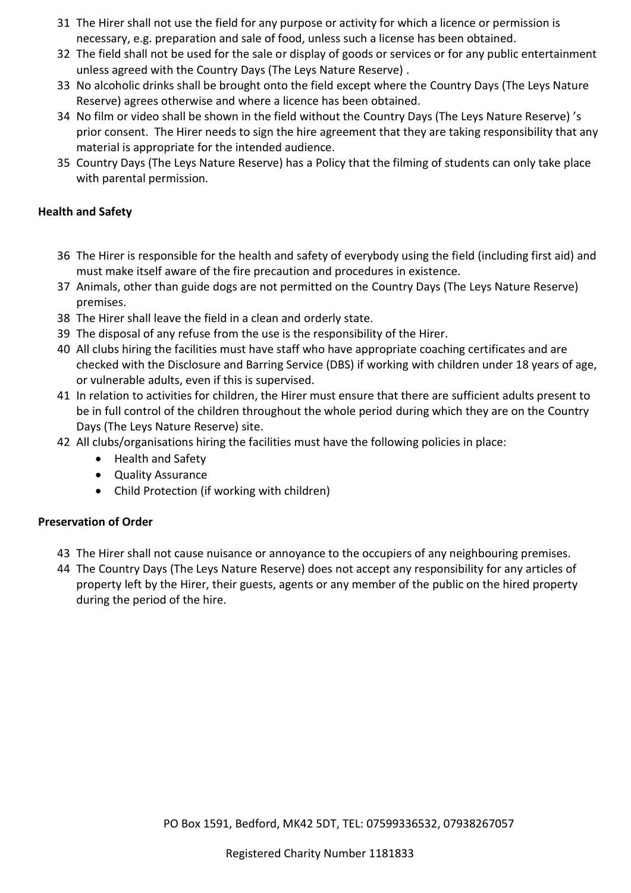31. The Hirer shall not use the field for any purpose or activity for which a licence or permission is necessary, e.g. preparation and sale of food, unless such a license has been obtained.
32. The field shall not be used for the sale or display of goods or services or for any public entertainment unless agreed with the Country Days (The Leys Nature Reserve) .
33. No alcoholic drinks shall be brought onto the field except where the Country Days (The Leys Nature Reserve) agrees otherwise and where a licence has been obtained.
34. No film or video shall be shown in the field without the Country Days (The Leys Nature Reserve) 's prior consent. The Hirer needs to sign the hire agreement that they are taking responsibility that any material is appropriate for the intended audience.
35. Country Days (The Leys Nature Reserve) has a Policy that the filming of students can only take place with parental permission.

**Health and Safety**

36. The Hirer is responsible for the health and safety of everybody using the field (including first aid) and must make itself aware of the fire precaution and procedures in existence.
37. Animals, other than guide dogs are not permitted on the Country Days (The Leys Nature Reserve) premises.
38. The Hirer shall leave the field in a clean and orderly state.
39. The disposal of any refuse from the use is the responsibility of the Hirer.
40. All clubs hiring the facilities must have staff who have appropriate coaching certificates and are checked with the Disclosure and Barring Service (DBS) if working with children under 18 years of age, or vulnerable adults, even if this is supervised.
41. In relation to activities for children, the Hirer must ensure that there are sufficient adults present to be in full control of the children throughout the whole period during which they are on the Country Days (The Leys Nature Reserve) site.
42. All clubs/organisations hiring the facilities must have the following policies in place:
    - Health and Safety
    - Quality Assurance
    - Child Protection (if working with children)

**Preservation of Order**

43. The Hirer shall not cause nuisance or annoyance to the occupiers of any neighbouring premises.
44. The Country Days (The Leys Nature Reserve) does not accept any responsibility for any articles of property left by the Hirer, their guests, agents or any member of the public on the hired property during the period of the hire.

PO Box 1591, Bedford, MK42 5DT, TEL: 07599336532, 07938267057

Registered Charity Number 1181833